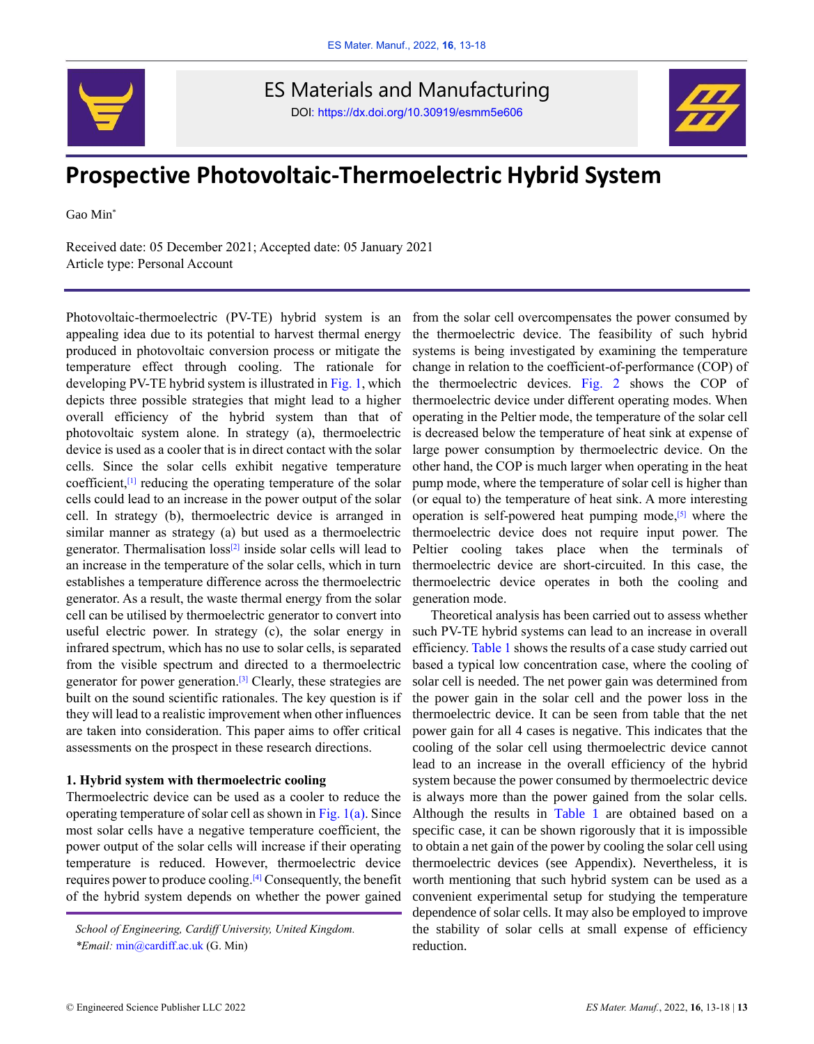ES Materials and Manufacturing

DOI: https://dx.doi.org/10.30919/esmm5e606

# Prospective Photovoltaic-Thermoelectric Hybrid System

Gao Min*

Received date: 05 December 2021; Accepted date: 05 January 2021

Article type: Personal Account

Photovoltaic-thermoelectric (PV-TE) hybrid system is an appealing idea due to its potential to harvest thermal energy produced in photovoltaic conversion process or mitigate the temperature effect through cooling. The rationale for developing PV-TE hybrid system is illustrated in Fig. 1, which depicts three possible strategies that might lead to a higher overall efficiency of the hybrid system than that of photovoltaic system alone. In strategy (a), thermoelectric device is used as a cooler that is in direct contact with the solar cells. Since the solar cells exhibit negative temperature coefficient,[1] reducing the operating temperature of the solar cells could lead to an increase in the power output of the solar cell. In strategy (b), thermoelectric device is arranged in similar manner as strategy (a) but used as a thermoelectric generator. Thermalisation loss[2] inside solar cells will lead to an increase in the temperature of the solar cells, which in turn establishes a temperature difference across the thermoelectric generator. As a result, the waste thermal energy from the solar cell can be utilised by thermoelectric generator to convert into useful electric power. In strategy (c), the solar energy in infrared spectrum, which has no use to solar cells, is separated from the visible spectrum and directed to a thermoelectric generator for power generation.[3] Clearly, these strategies are built on the sound scientific rationales. The key question is if they will lead to a realistic improvement when other influences are taken into consideration. This paper aims to offer critical assessments on the prospect in these research directions.

## 1. Hybrid system with thermoelectric cooling

Thermoelectric device can be used as a cooler to reduce the operating temperature of solar cell as shown in Fig. 1(a). Since most solar cells have a negative temperature coefficient, the power output of the solar cells will increase if their operating temperature is reduced. However, thermoelectric device requires power to produce cooling.[4] Consequently, the benefit of the hybrid system depends on whether the power gained from the solar cell overcompensates the power consumed by the thermoelectric device. The feasibility of such hybrid systems is being investigated by examining the temperature change in relation to the coefficient-of-performance (COP) of the thermoelectric devices. Fig. 2 shows the COP of thermoelectric device under different operating modes. When operating in the Peltier mode, the temperature of the solar cell is decreased below the temperature of heat sink at expense of large power consumption by thermoelectric device. On the other hand, the COP is much larger when operating in the heat pump mode, where the temperature of solar cell is higher than (or equal to) the temperature of heat sink. A more interesting operation is self-powered heat pumping mode,[5] where the thermoelectric device does not require input power. The Peltier cooling takes place when the terminals of thermoelectric device are short-circuited. In this case, the thermoelectric device operates in both the cooling and generation mode.

Theoretical analysis has been carried out to assess whether such PV-TE hybrid systems can lead to an increase in overall efficiency. Table 1 shows the results of a case study carried out based a typical low concentration case, where the cooling of solar cell is needed. The net power gain was determined from the power gain in the solar cell and the power loss in the thermoelectric device. It can be seen from table that the net power gain for all 4 cases is negative. This indicates that the cooling of the solar cell using thermoelectric device cannot lead to an increase in the overall efficiency of the hybrid system because the power consumed by thermoelectric device is always more than the power gained from the solar cells. Although the results in Table 1 are obtained based on a specific case, it can be shown rigorously that it is impossible to obtain a net gain of the power by cooling the solar cell using thermoelectric devices (see Appendix). Nevertheless, it is worth mentioning that such hybrid system can be used as a convenient experimental setup for studying the temperature dependence of solar cells. It may also be employed to improve the stability of solar cells at small expense of efficiency reduction.

*School of Engineering, Cardiff University, United Kingdom.*
*\*Email:* min@cardiff.ac.uk (G. Min)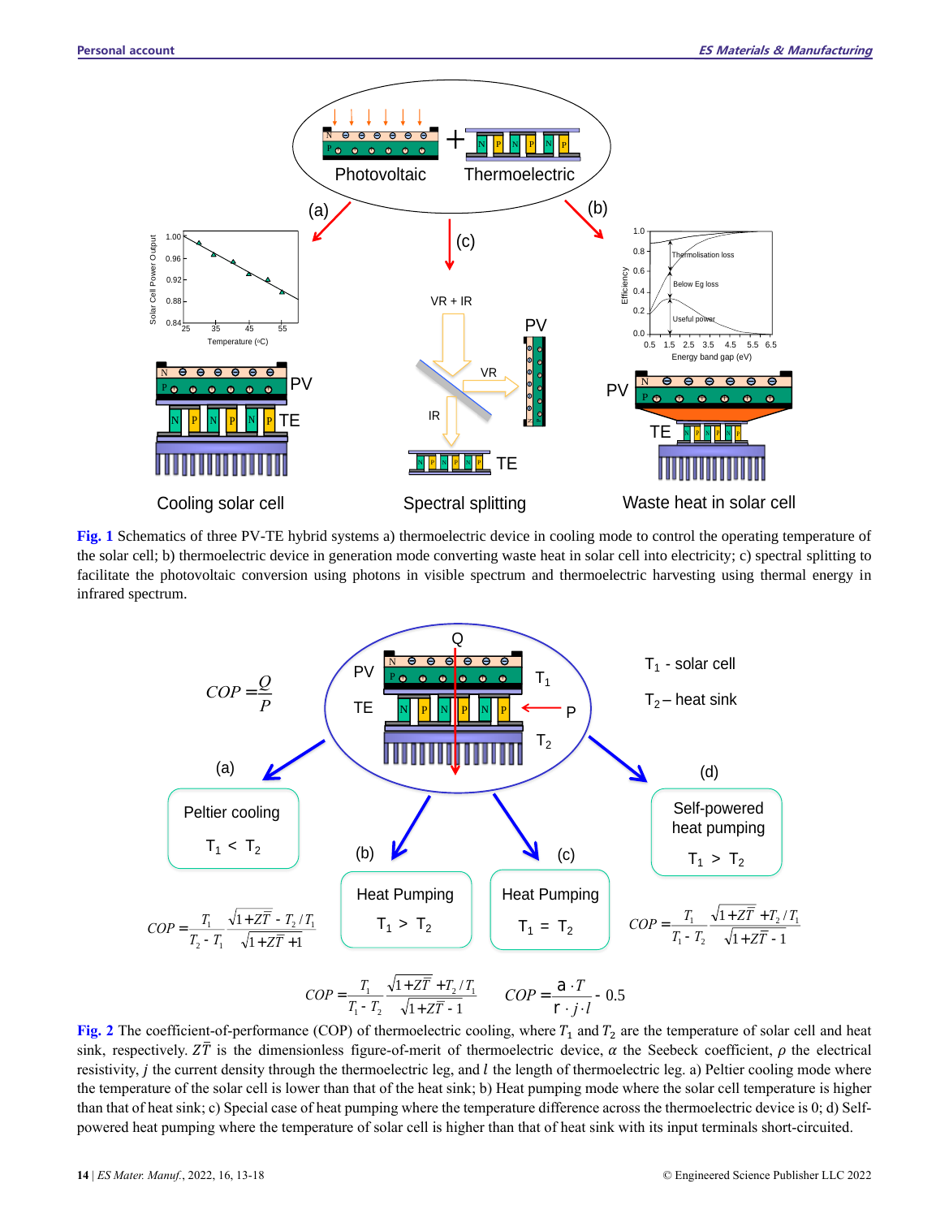**Fig. 1** Schematics of three PV-TE hybrid systems a) thermoelectric device in cooling mode to control the operating temperature of the solar cell; b) thermoelectric device in generation mode converting waste heat in solar cell into electricity; c) spectral splitting to facilitate the photovoltaic conversion using photons in visible spectrum and thermoelectric harvesting using thermal energy in infrared spectrum.

**Fig. 2** The coefficient-of-performance (COP) of thermoelectric cooling, where $T_1$ and $T_2$ are the temperature of solar cell and heat sink, respectively. $Z\bar{T}$ is the dimensionless figure-of-merit of thermoelectric device, $\alpha$ the Seebeck coefficient, $\rho$ the electrical resistivity, $j$ the current density through the thermoelectric leg, and $l$ the length of thermoelectric leg. a) Peltier cooling mode where the temperature of the solar cell is lower than that of the heat sink; b) Heat pumping mode where the solar cell temperature is higher than that of heat sink; c) Special case of heat pumping where the temperature difference across the thermoelectric device is 0; d) Self-powered heat pumping where the temperature of solar cell is higher than that of heat sink with its input terminals short-circuited.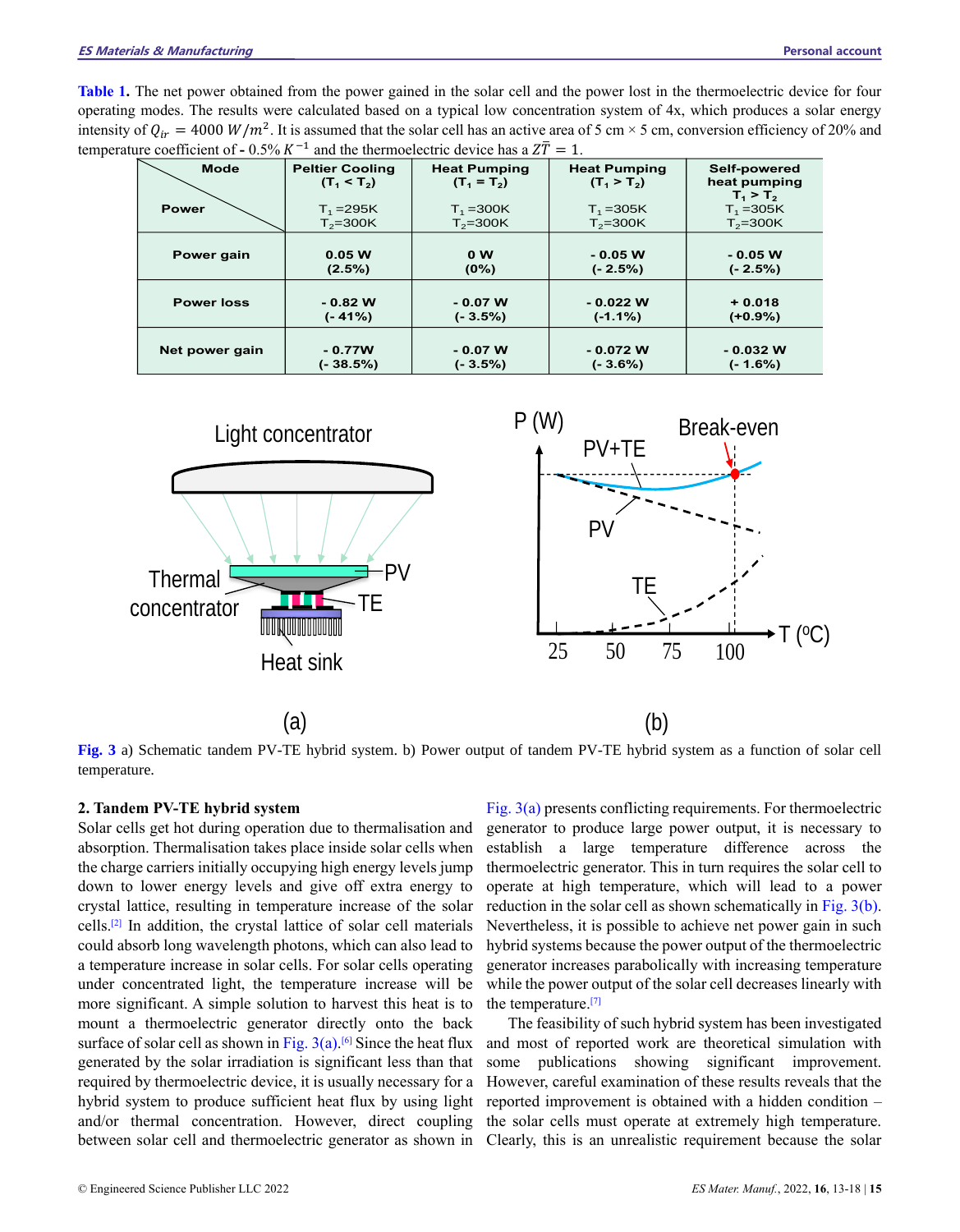**Table 1.** The net power obtained from the power gained in the solar cell and the power lost in the thermoelectric device for four operating modes. The results were calculated based on a typical low concentration system of 4x, which produces a solar energy intensity of $Q_{ir} = 4000\ W/m^2$. It is assumed that the solar cell has an active area of 5 cm × 5 cm, conversion efficiency of 20% and temperature coefficient of - 0.5% $K^{-1}$ and the thermoelectric device has a $Z\overline{T} = 1$.

| Mode / Power | Peltier Cooling ($T_1 < T_2$) $T_1$=295K $T_2$=300K | Heat Pumping ($T_1 = T_2$) $T_1$=300K $T_2$=300K | Heat Pumping ($T_1 > T_2$) $T_1$=305K $T_2$=300K | Self-powered heat pumping $T_1 > T_2$ $T_1$=305K $T_2$=300K |
|---|---|---|---|---|
| Power gain | 0.05 W (2.5%) | 0 W (0%) | - 0.05 W (- 2.5%) | - 0.05 W (- 2.5%) |
| Power loss | - 0.82 W (- 41%) | - 0.07 W (- 3.5%) | - 0.022 W (-1.1%) | + 0.018 (+0.9%) |
| Net power gain | - 0.77W (- 38.5%) | - 0.07 W (- 3.5%) | - 0.072 W (- 3.6%) | - 0.032 W (- 1.6%) |

**Fig. 3** a) Schematic tandem PV-TE hybrid system. b) Power output of tandem PV-TE hybrid system as a function of solar cell temperature.

## 2. Tandem PV-TE hybrid system

Solar cells get hot during operation due to thermalisation and absorption. Thermalisation takes place inside solar cells when the charge carriers initially occupying high energy levels jump down to lower energy levels and give off extra energy to crystal lattice, resulting in temperature increase of the solar cells.[2] In addition, the crystal lattice of solar cell materials could absorb long wavelength photons, which can also lead to a temperature increase in solar cells. For solar cells operating under concentrated light, the temperature increase will be more significant. A simple solution to harvest this heat is to mount a thermoelectric generator directly onto the back surface of solar cell as shown in Fig. 3(a).[6] Since the heat flux generated by the solar irradiation is significant less than that required by thermoelectric device, it is usually necessary for a hybrid system to produce sufficient heat flux by using light and/or thermal concentration. However, direct coupling between solar cell and thermoelectric generator as shown in Fig. 3(a) presents conflicting requirements. For thermoelectric generator to produce large power output, it is necessary to establish a large temperature difference across the thermoelectric generator. This in turn requires the solar cell to operate at high temperature, which will lead to a power reduction in the solar cell as shown schematically in Fig. 3(b). Nevertheless, it is possible to achieve net power gain in such hybrid systems because the power output of the thermoelectric generator increases parabolically with increasing temperature while the power output of the solar cell decreases linearly with the temperature.[7]

The feasibility of such hybrid system has been investigated and most of reported work are theoretical simulation with some publications showing significant improvement. However, careful examination of these results reveals that the reported improvement is obtained with a hidden condition – the solar cells must operate at extremely high temperature. Clearly, this is an unrealistic requirement because the solar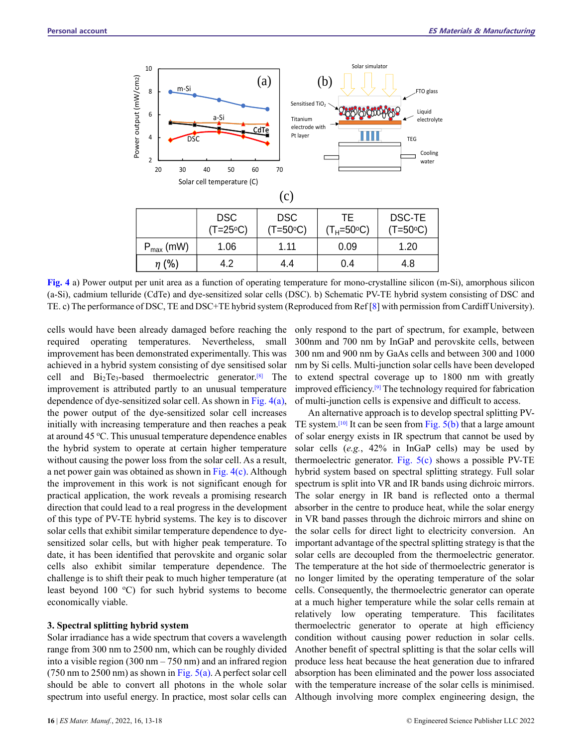(c)

|  | DSC (T=25°C) | DSC (T=50°C) | TE ($T_H$=50°C) | DSC-TE (T=50°C) |
|---|---|---|---|---|
| $P_{max}$ (mW) | 1.06 | 1.11 | 0.09 | 1.20 |
| $\eta$ (%) | 4.2 | 4.4 | 0.4 | 4.8 |

**Fig. 4** a) Power output per unit area as a function of operating temperature for mono-crystalline silicon (m-Si), amorphous silicon (a-Si), cadmium telluride (CdTe) and dye-sensitized solar cells (DSC). b) Schematic PV-TE hybrid system consisting of DSC and TE. c) The performance of DSC, TE and DSC+TE hybrid system (Reproduced from Ref [8] with permission from Cardiff University).

cells would have been already damaged before reaching the required operating temperatures. Nevertheless, small improvement has been demonstrated experimentally. This was achieved in a hybrid system consisting of dye sensitised solar cell and $Bi_2Te_3$-based thermoelectric generator.[8] The improvement is attributed partly to an unusual temperature dependence of dye-sensitized solar cell. As shown in Fig. 4(a), the power output of the dye-sensitized solar cell increases initially with increasing temperature and then reaches a peak at around 45 °C. This unusual temperature dependence enables the hybrid system to operate at certain higher temperature without causing the power loss from the solar cell. As a result, a net power gain was obtained as shown in Fig. 4(c). Although the improvement in this work is not significant enough for practical application, the work reveals a promising research direction that could lead to a real progress in the development of this type of PV-TE hybrid systems. The key is to discover solar cells that exhibit similar temperature dependence to dye-sensitized solar cells, but with higher peak temperature. To date, it has been identified that perovskite and organic solar cells also exhibit similar temperature dependence. The challenge is to shift their peak to much higher temperature (at least beyond 100 °C) for such hybrid systems to become economically viable.

## 3. Spectral splitting hybrid system

Solar irradiance has a wide spectrum that covers a wavelength range from 300 nm to 2500 nm, which can be roughly divided into a visible region (300 nm – 750 nm) and an infrared region (750 nm to 2500 nm) as shown in Fig. 5(a). A perfect solar cell should be able to convert all photons in the whole solar spectrum into useful energy. In practice, most solar cells can only respond to the part of spectrum, for example, between 300nm and 700 nm by InGaP and perovskite cells, between 300 nm and 900 nm by GaAs cells and between 300 and 1000 nm by Si cells. Multi-junction solar cells have been developed to extend spectral coverage up to 1800 nm with greatly improved efficiency.[9] The technology required for fabrication of multi-junction cells is expensive and difficult to access.

An alternative approach is to develop spectral splitting PV-TE system.[10] It can be seen from Fig. 5(b) that a large amount of solar energy exists in IR spectrum that cannot be used by solar cells (*e.g.*, 42% in InGaP cells) may be used by thermoelectric generator. Fig. 5(c) shows a possible PV-TE hybrid system based on spectral splitting strategy. Full solar spectrum is split into VR and IR bands using dichroic mirrors. The solar energy in IR band is reflected onto a thermal absorber in the centre to produce heat, while the solar energy in VR band passes through the dichroic mirrors and shine on the solar cells for direct light to electricity conversion. An important advantage of the spectral splitting strategy is that the solar cells are decoupled from the thermoelectric generator. The temperature at the hot side of thermoelectric generator is no longer limited by the operating temperature of the solar cells. Consequently, the thermoelectric generator can operate at a much higher temperature while the solar cells remain at relatively low operating temperature. This facilitates thermoelectric generator to operate at high efficiency condition without causing power reduction in solar cells. Another benefit of spectral splitting is that the solar cells will produce less heat because the heat generation due to infrared absorption has been eliminated and the power loss associated with the temperature increase of the solar cells is minimised. Although involving more complex engineering design, the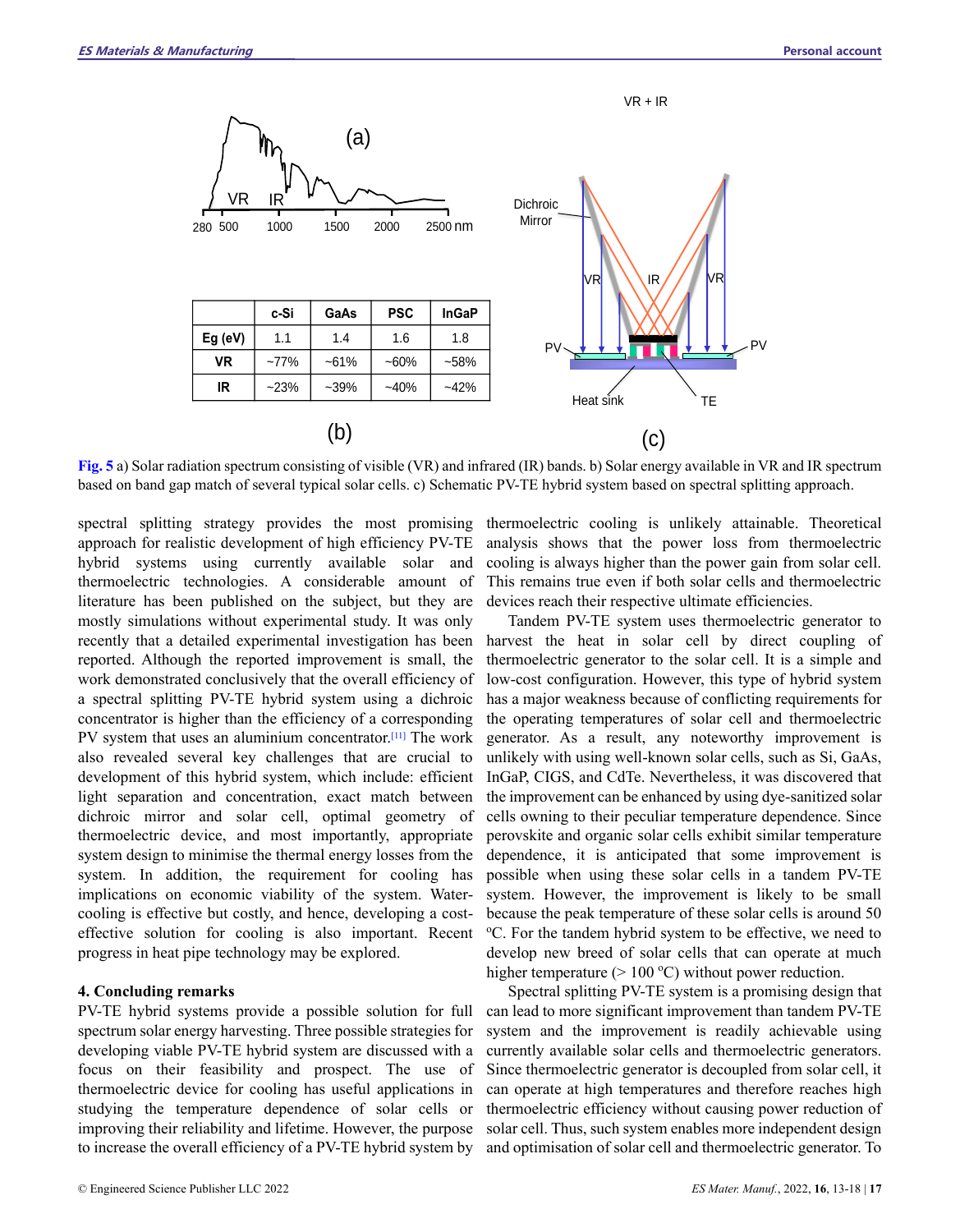|  | c-Si | GaAs | PSC | InGaP |
|---|---|---|---|---|
| Eg (eV) | 1.1 | 1.4 | 1.6 | 1.8 |
| VR | ~77% | ~61% | ~60% | ~58% |
| IR | ~23% | ~39% | ~40% | ~42% |

**Fig. 5** a) Solar radiation spectrum consisting of visible (VR) and infrared (IR) bands. b) Solar energy available in VR and IR spectrum based on band gap match of several typical solar cells. c) Schematic PV-TE hybrid system based on spectral splitting approach.

spectral splitting strategy provides the most promising approach for realistic development of high efficiency PV-TE hybrid systems using currently available solar and thermoelectric technologies. A considerable amount of literature has been published on the subject, but they are mostly simulations without experimental study. It was only recently that a detailed experimental investigation has been reported. Although the reported improvement is small, the work demonstrated conclusively that the overall efficiency of a spectral splitting PV-TE hybrid system using a dichroic concentrator is higher than the efficiency of a corresponding PV system that uses an aluminium concentrator.[11] The work also revealed several key challenges that are crucial to development of this hybrid system, which include: efficient light separation and concentration, exact match between dichroic mirror and solar cell, optimal geometry of thermoelectric device, and most importantly, appropriate system design to minimise the thermal energy losses from the system. In addition, the requirement for cooling has implications on economic viability of the system. Water-cooling is effective but costly, and hence, developing a cost-effective solution for cooling is also important. Recent progress in heat pipe technology may be explored.

## 4. Concluding remarks

PV-TE hybrid systems provide a possible solution for full spectrum solar energy harvesting. Three possible strategies for developing viable PV-TE hybrid system are discussed with a focus on their feasibility and prospect. The use of thermoelectric device for cooling has useful applications in studying the temperature dependence of solar cells or improving their reliability and lifetime. However, the purpose to increase the overall efficiency of a PV-TE hybrid system by thermoelectric cooling is unlikely attainable. Theoretical analysis shows that the power loss from thermoelectric cooling is always higher than the power gain from solar cell. This remains true even if both solar cells and thermoelectric devices reach their respective ultimate efficiencies.

Tandem PV-TE system uses thermoelectric generator to harvest the heat in solar cell by direct coupling of thermoelectric generator to the solar cell. It is a simple and low-cost configuration. However, this type of hybrid system has a major weakness because of conflicting requirements for the operating temperatures of solar cell and thermoelectric generator. As a result, any noteworthy improvement is unlikely with using well-known solar cells, such as Si, GaAs, InGaP, CIGS, and CdTe. Nevertheless, it was discovered that the improvement can be enhanced by using dye-sanitized solar cells owning to their peculiar temperature dependence. Since perovskite and organic solar cells exhibit similar temperature dependence, it is anticipated that some improvement is possible when using these solar cells in a tandem PV-TE system. However, the improvement is likely to be small because the peak temperature of these solar cells is around 50 $^{o}$C. For the tandem hybrid system to be effective, we need to develop new breed of solar cells that can operate at much higher temperature (> 100 $^{o}$C) without power reduction.

Spectral splitting PV-TE system is a promising design that can lead to more significant improvement than tandem PV-TE system and the improvement is readily achievable using currently available solar cells and thermoelectric generators. Since thermoelectric generator is decoupled from solar cell, it can operate at high temperatures and therefore reaches high thermoelectric efficiency without causing power reduction of solar cell. Thus, such system enables more independent design and optimisation of solar cell and thermoelectric generator. To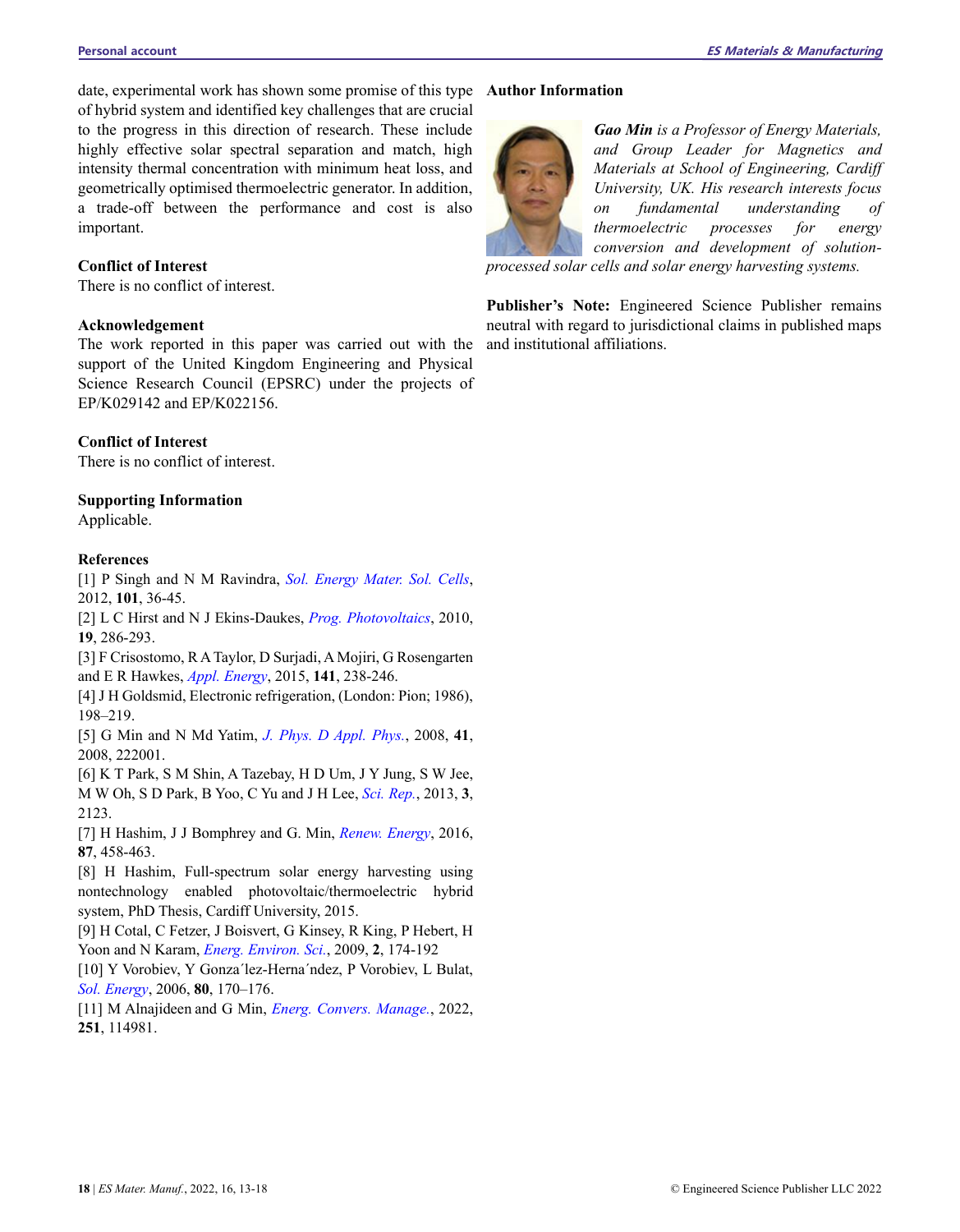date, experimental work has shown some promise of this type of hybrid system and identified key challenges that are crucial to the progress in this direction of research. These include highly effective solar spectral separation and match, high intensity thermal concentration with minimum heat loss, and geometrically optimised thermoelectric generator. In addition, a trade-off between the performance and cost is also important.

## Conflict of Interest

There is no conflict of interest.

## Acknowledgement

The work reported in this paper was carried out with the support of the United Kingdom Engineering and Physical Science Research Council (EPSRC) under the projects of EP/K029142 and EP/K022156.

## Conflict of Interest

There is no conflict of interest.

## Supporting Information

Applicable.

## References

[1] P Singh and N M Ravindra, *Sol. Energy Mater. Sol. Cells*, 2012, **101**, 36-45.

[2] L C Hirst and N J Ekins-Daukes, *Prog. Photovoltaics*, 2010, **19**, 286-293.

[3] F Crisostomo, R A Taylor, D Surjadi, A Mojiri, G Rosengarten and E R Hawkes, *Appl. Energy*, 2015, **141**, 238-246.

[4] J H Goldsmid, Electronic refrigeration, (London: Pion; 1986), 198–219.

[5] G Min and N Md Yatim, *J. Phys. D Appl. Phys.*, 2008, **41**, 2008, 222001.

[6] K T Park, S M Shin, A Tazebay, H D Um, J Y Jung, S W Jee, M W Oh, S D Park, B Yoo, C Yu and J H Lee, *Sci. Rep.*, 2013, **3**, 2123.

[7] H Hashim, J J Bomphrey and G. Min, *Renew. Energy*, 2016, **87**, 458-463.

[8] H Hashim, Full-spectrum solar energy harvesting using nontechnology enabled photovoltaic/thermoelectric hybrid system, PhD Thesis, Cardiff University, 2015.

[9] H Cotal, C Fetzer, J Boisvert, G Kinsey, R King, P Hebert, H Yoon and N Karam, *Energ. Environ. Sci.*, 2009, **2**, 174-192

[10] Y Vorobiev, Y Gonza´lez-Herna´ndez, P Vorobiev, L Bulat, *Sol. Energy*, 2006, **80**, 170–176.

[11] M Alnajideen and G Min, *Energ. Convers. Manage.*, 2022, **251**, 114981.

## Author Information

***Gao Min*** *is a Professor of Energy Materials, and Group Leader for Magnetics and Materials at School of Engineering, Cardiff University, UK. His research interests focus on fundamental understanding of thermoelectric processes for energy conversion and development of solution-processed solar cells and solar energy harvesting systems.*

**Publisher's Note:** Engineered Science Publisher remains neutral with regard to jurisdictional claims in published maps and institutional affiliations.